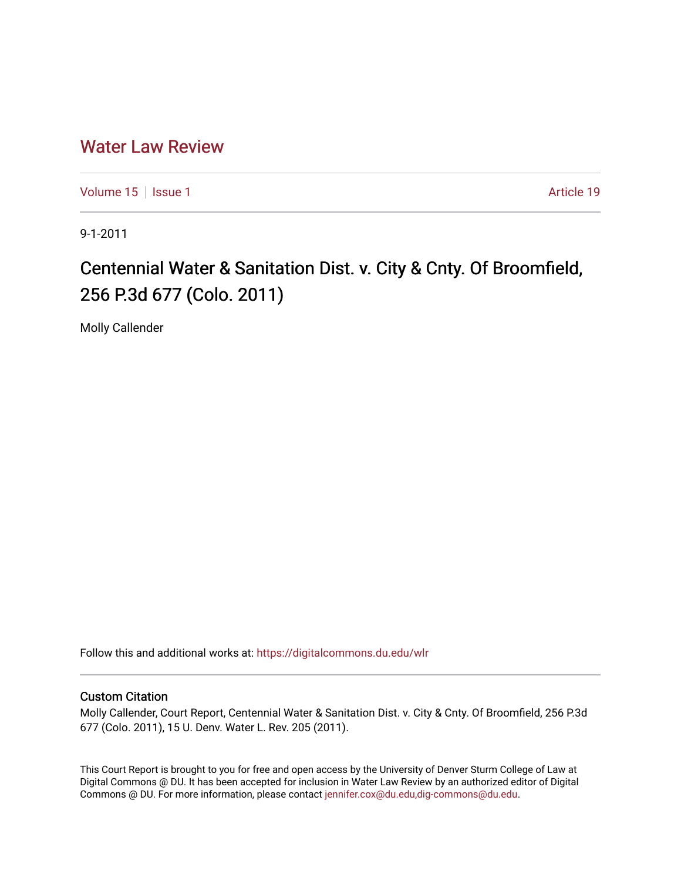Water Law Review

Volume 15 | Issue 1 — Article 19

9-1-2011

# Centennial Water & Sanitation Dist. v. City & Cnty. Of Broomfield, 256 P.3d 677 (Colo. 2011)

Molly Callender

Follow this and additional works at: https://digitalcommons.du.edu/wlr

## Custom Citation

Molly Callender, Court Report, Centennial Water & Sanitation Dist. v. City & Cnty. Of Broomfield, 256 P.3d 677 (Colo. 2011), 15 U. Denv. Water L. Rev. 205 (2011).

This Court Report is brought to you for free and open access by the University of Denver Sturm College of Law at Digital Commons @ DU. It has been accepted for inclusion in Water Law Review by an authorized editor of Digital Commons @ DU. For more information, please contact jennifer.cox@du.edu,dig-commons@du.edu.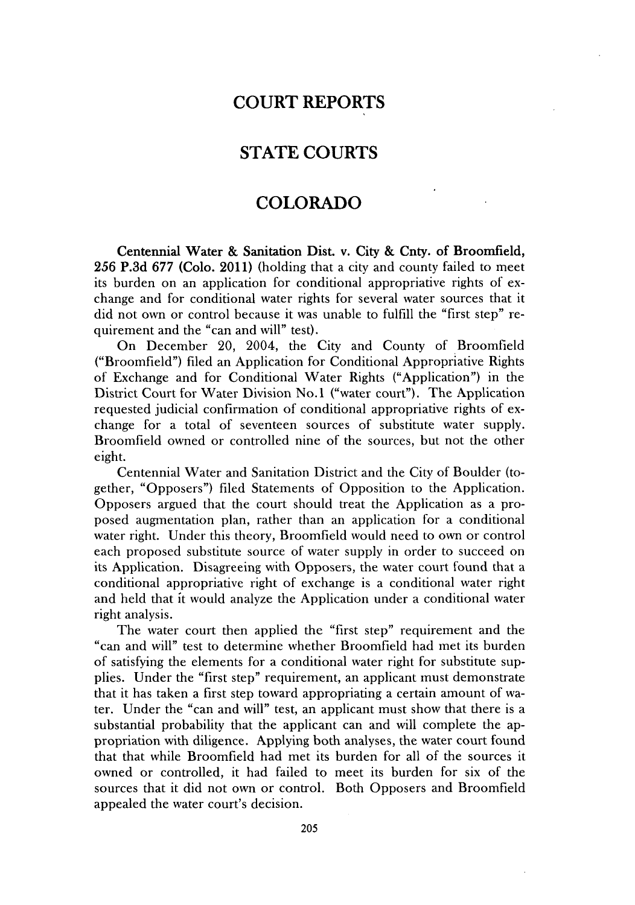# COURT REPORTS

## STATE COURTS

## COLORADO

**Centennial Water & Sanitation Dist. v. City & Cnty. of Broomfield, 256 P.3d 677 (Colo. 2011)** (holding that a city and county failed to meet its burden on an application for conditional appropriative rights of exchange and for conditional water rights for several water sources that it did not own or control because it was unable to fulfill the "first step" requirement and the "can and will" test).

On December 20, 2004, the City and County of Broomfield ("Broomfield") filed an Application for Conditional Appropriative Rights of Exchange and for Conditional Water Rights ("Application") in the District Court for Water Division No.1 ("water court"). The Application requested judicial confirmation of conditional appropriative rights of exchange for a total of seventeen sources of substitute water supply. Broomfield owned or controlled nine of the sources, but not the other eight.

Centennial Water and Sanitation District and the City of Boulder (together, "Opposers") filed Statements of Opposition to the Application. Opposers argued that the court should treat the Application as a proposed augmentation plan, rather than an application for a conditional water right. Under this theory, Broomfield would need to own or control each proposed substitute source of water supply in order to succeed on its Application. Disagreeing with Opposers, the water court found that a conditional appropriative right of exchange is a conditional water right and held that it would analyze the Application under a conditional water right analysis.

The water court then applied the "first step" requirement and the "can and will" test to determine whether Broomfield had met its burden of satisfying the elements for a conditional water right for substitute supplies. Under the "first step" requirement, an applicant must demonstrate that it has taken a first step toward appropriating a certain amount of water. Under the "can and will" test, an applicant must show that there is a substantial probability that the applicant can and will complete the appropriation with diligence. Applying both analyses, the water court found that that while Broomfield had met its burden for all of the sources it owned or controlled, it had failed to meet its burden for six of the sources that it did not own or control. Both Opposers and Broomfield appealed the water court's decision.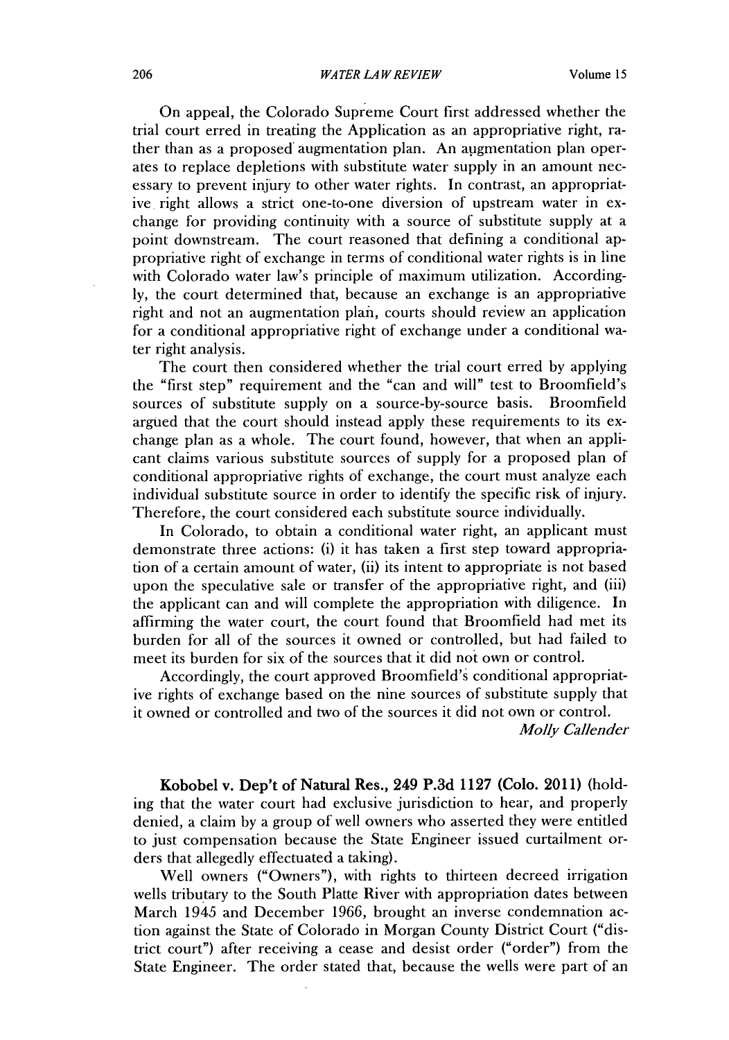On appeal, the Colorado Supreme Court first addressed whether the trial court erred in treating the Application as an appropriative right, rather than as a proposed augmentation plan. An augmentation plan operates to replace depletions with substitute water supply in an amount necessary to prevent injury to other water rights. In contrast, an appropriative right allows a strict one-to-one diversion of upstream water in exchange for providing continuity with a source of substitute supply at a point downstream. The court reasoned that defining a conditional appropriative right of exchange in terms of conditional water rights is in line with Colorado water law's principle of maximum utilization. Accordingly, the court determined that, because an exchange is an appropriative right and not an augmentation plan, courts should review an application for a conditional appropriative right of exchange under a conditional water right analysis.

The court then considered whether the trial court erred by applying the "first step" requirement and the "can and will" test to Broomfield's sources of substitute supply on a source-by-source basis. Broomfield argued that the court should instead apply these requirements to its exchange plan as a whole. The court found, however, that when an applicant claims various substitute sources of supply for a proposed plan of conditional appropriative rights of exchange, the court must analyze each individual substitute source in order to identify the specific risk of injury. Therefore, the court considered each substitute source individually.

In Colorado, to obtain a conditional water right, an applicant must demonstrate three actions: (i) it has taken a first step toward appropriation of a certain amount of water, (ii) its intent to appropriate is not based upon the speculative sale or transfer of the appropriative right, and (iii) the applicant can and will complete the appropriation with diligence. In affirming the water court, the court found that Broomfield had met its burden for all of the sources it owned or controlled, but had failed to meet its burden for six of the sources that it did not own or control.

Accordingly, the court approved Broomfield's conditional appropriative rights of exchange based on the nine sources of substitute supply that it owned or controlled and two of the sources it did not own or control.

*Molly Callender*

**Kobobel v. Dep't of Natural Res., 249 P.3d 1127 (Colo. 2011)** (holding that the water court had exclusive jurisdiction to hear, and properly denied, a claim by a group of well owners who asserted they were entitled to just compensation because the State Engineer issued curtailment orders that allegedly effectuated a taking).

Well owners ("Owners"), with rights to thirteen decreed irrigation wells tributary to the South Platte River with appropriation dates between March 1945 and December 1966, brought an inverse condemnation action against the State of Colorado in Morgan County District Court ("district court") after receiving a cease and desist order ("order") from the State Engineer. The order stated that, because the wells were part of an